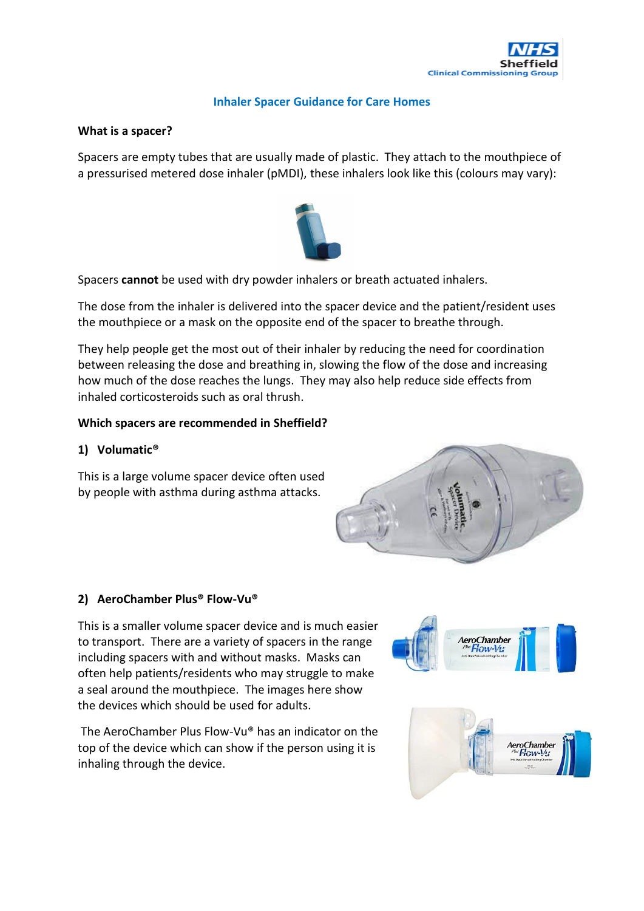# Inhaler Spacer Guidance for Care Homes

## What is a spacer?

Spacers are empty tubes that are usually made of plastic. They attach to the mouthpiece of a pressurised metered dose inhaler (pMDI), these inhalers look like this (colours may vary):

Spacers **cannot** be used with dry powder inhalers or breath actuated inhalers.

The dose from the inhaler is delivered into the spacer device and the patient/resident uses the mouthpiece or a mask on the opposite end of the spacer to breathe through.

They help people get the most out of their inhaler by reducing the need for coordination between releasing the dose and breathing in, slowing the flow of the dose and increasing how much of the dose reaches the lungs. They may also help reduce side effects from inhaled corticosteroids such as oral thrush.

## Which spacers are recommended in Sheffield?

### 1) Volumatic®

This is a large volume spacer device often used by people with asthma during asthma attacks.

### 2) AeroChamber Plus® Flow-Vu®

This is a smaller volume spacer device and is much easier to transport. There are a variety of spacers in the range including spacers with and without masks. Masks can often help patients/residents who may struggle to make a seal around the mouthpiece. The images here show the devices which should be used for adults.

The AeroChamber Plus Flow-Vu® has an indicator on the top of the device which can show if the person using it is inhaling through the device.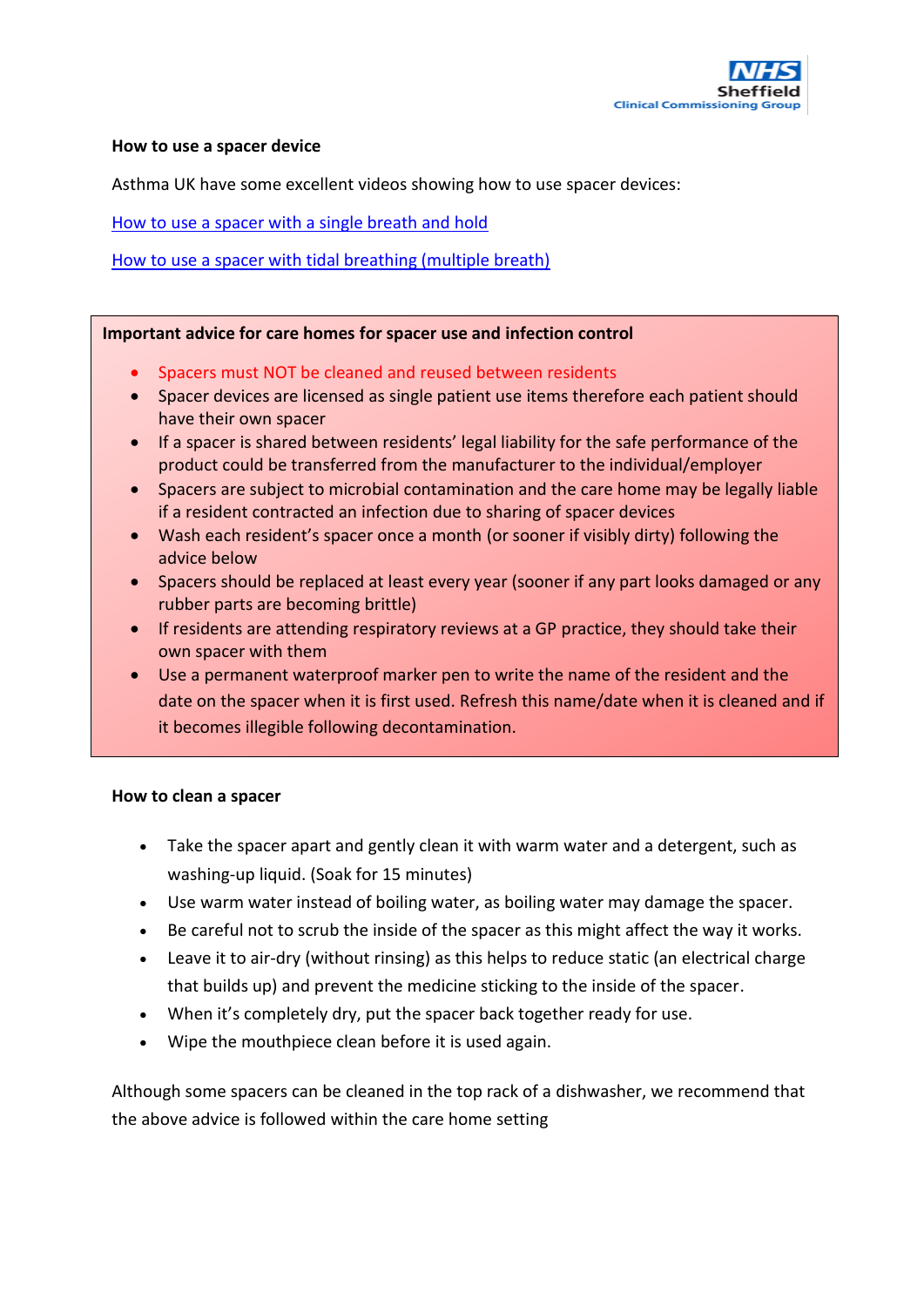**How to use a spacer device**

Asthma UK have some excellent videos showing how to use spacer devices:

How to use a spacer with a single breath and hold

How to use a spacer with tidal breathing (multiple breath)

**Important advice for care homes for spacer use and infection control**

- Spacers must NOT be cleaned and reused between residents
- Spacer devices are licensed as single patient use items therefore each patient should have their own spacer
- If a spacer is shared between residents' legal liability for the safe performance of the product could be transferred from the manufacturer to the individual/employer
- Spacers are subject to microbial contamination and the care home may be legally liable if a resident contracted an infection due to sharing of spacer devices
- Wash each resident's spacer once a month (or sooner if visibly dirty) following the advice below
- Spacers should be replaced at least every year (sooner if any part looks damaged or any rubber parts are becoming brittle)
- If residents are attending respiratory reviews at a GP practice, they should take their own spacer with them
- Use a permanent waterproof marker pen to write the name of the resident and the date on the spacer when it is first used. Refresh this name/date when it is cleaned and if it becomes illegible following decontamination.

**How to clean a spacer**

- Take the spacer apart and gently clean it with warm water and a detergent, such as washing-up liquid. (Soak for 15 minutes)
- Use warm water instead of boiling water, as boiling water may damage the spacer.
- Be careful not to scrub the inside of the spacer as this might affect the way it works.
- Leave it to air-dry (without rinsing) as this helps to reduce static (an electrical charge that builds up) and prevent the medicine sticking to the inside of the spacer.
- When it's completely dry, put the spacer back together ready for use.
- Wipe the mouthpiece clean before it is used again.

Although some spacers can be cleaned in the top rack of a dishwasher, we recommend that the above advice is followed within the care home setting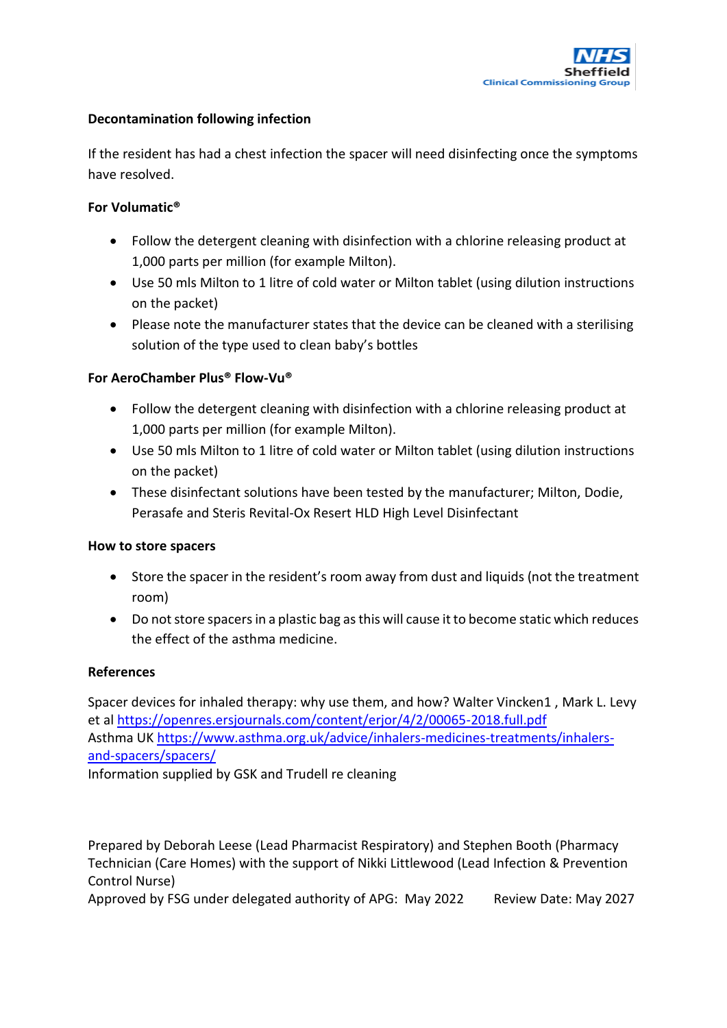**Decontamination following infection**

If the resident has had a chest infection the spacer will need disinfecting once the symptoms have resolved.

**For Volumatic®**

- Follow the detergent cleaning with disinfection with a chlorine releasing product at 1,000 parts per million (for example Milton).
- Use 50 mls Milton to 1 litre of cold water or Milton tablet (using dilution instructions on the packet)
- Please note the manufacturer states that the device can be cleaned with a sterilising solution of the type used to clean baby's bottles

**For AeroChamber Plus® Flow-Vu®**

- Follow the detergent cleaning with disinfection with a chlorine releasing product at 1,000 parts per million (for example Milton).
- Use 50 mls Milton to 1 litre of cold water or Milton tablet (using dilution instructions on the packet)
- These disinfectant solutions have been tested by the manufacturer; Milton, Dodie, Perasafe and Steris Revital-Ox Resert HLD High Level Disinfectant

**How to store spacers**

- Store the spacer in the resident's room away from dust and liquids (not the treatment room)
- Do not store spacers in a plastic bag as this will cause it to become static which reduces the effect of the asthma medicine.

**References**

Spacer devices for inhaled therapy: why use them, and how? Walter Vincken1 , Mark L. Levy et al https://openres.ersjournals.com/content/erjor/4/2/00065-2018.full.pdf
Asthma UK https://www.asthma.org.uk/advice/inhalers-medicines-treatments/inhalers-and-spacers/spacers/
Information supplied by GSK and Trudell re cleaning

Prepared by Deborah Leese (Lead Pharmacist Respiratory) and Stephen Booth (Pharmacy Technician (Care Homes) with the support of Nikki Littlewood (Lead Infection & Prevention Control Nurse)
Approved by FSG under delegated authority of APG: May 2022 Review Date: May 2027